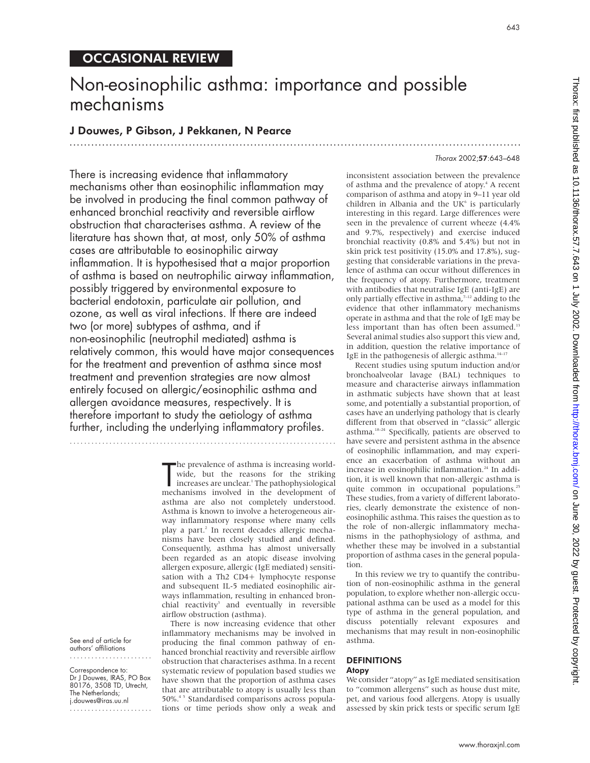OCCASIONAL REVIEW

# Non-eosinophilic asthma: importance and possible mechanisms

**J Douwes, P Gibson, J Pekkanen, N Pearce**

There is increasing evidence that inflammatory mechanisms other than eosinophilic inflammation may be involved in producing the final common pathway of enhanced bronchial reactivity and reversible airflow obstruction that characterises asthma. A review of the literature has shown that, at most, only 50% of asthma cases are attributable to eosinophilic airway inflammation. It is hypothesised that a major proportion of asthma is based on neutrophilic airway inflammation, possibly triggered by environmental exposure to bacterial endotoxin, particulate air pollution, and ozone, as well as viral infections. If there are indeed two (or more) subtypes of asthma, and if non-eosinophilic (neutrophil mediated) asthma is relatively common, this would have major consequences for the treatment and prevention of asthma since most treatment and prevention strategies are now almost entirely focused on allergic/eosinophilic asthma and allergen avoidance measures, respectively. It is therefore important to study the aetiology of asthma further, including the underlying inflammatory profiles.

See end of article for authors' affiliations

Correspondence to: Dr J Douwes, IRAS, PO Box 80176, 3508 TD, Utrecht, The Netherlands; j.douwes@iras.uu.nl

The prevalence of asthma is increasing worldwide, but the reasons for the striking increases are unclear.[1] The pathophysiological mechanisms involved in the development of asthma are also not completely understood. Asthma is known to involve a heterogeneous airway inflammatory response where many cells play a part.[2] In recent decades allergic mechanisms have been closely studied and defined. Consequently, asthma has almost universally been regarded as an atopic disease involving allergen exposure, allergic (IgE mediated) sensitisation with a Th2 CD4+ lymphocyte response and subsequent IL-5 mediated eosinophilic airways inflammation, resulting in enhanced bronchial reactivity[3] and eventually in reversible airflow obstruction (asthma).

There is now increasing evidence that other inflammatory mechanisms may be involved in producing the final common pathway of enhanced bronchial reactivity and reversible airflow obstruction that characterises asthma. In a recent systematic review of population based studies we have shown that the proportion of asthma cases that are attributable to atopy is usually less than 50%.[4 5] Standardised comparisons across populations or time periods show only a weak and inconsistent association between the prevalence of asthma and the prevalence of atopy.[4] A recent comparison of asthma and atopy in 9–11 year old children in Albania and the UK[6] is particularly interesting in this regard. Large differences were seen in the prevalence of current wheeze (4.4% and 9.7%, respectively) and exercise induced bronchial reactivity (0.8% and 5.4%) but not in skin prick test positivity (15.0% and 17.8%), suggesting that considerable variations in the prevalence of asthma can occur without differences in the frequency of atopy. Furthermore, treatment with antibodies that neutralise IgE (anti-IgE) are only partially effective in asthma,[7–12] adding to the evidence that other inflammatory mechanisms operate in asthma and that the role of IgE may be less important than has often been assumed.[13] Several animal studies also support this view and, in addition, question the relative importance of IgE in the pathogenesis of allergic asthma.[14–17]

Recent studies using sputum induction and/or bronchoalveolar lavage (BAL) techniques to measure and characterise airways inflammation in asthmatic subjects have shown that at least some, and potentially a substantial proportion, of cases have an underlying pathology that is clearly different from that observed in "classic" allergic asthma.[18–24] Specifically, patients are observed to have severe and persistent asthma in the absence of eosinophilic inflammation, and may experience an exacerbation of asthma without an increase in eosinophilic inflammation.[24] In addition, it is well known that non-allergic asthma is quite common in occupational populations.[25] These studies, from a variety of different laboratories, clearly demonstrate the existence of non-eosinophilic asthma. This raises the question as to the role of non-allergic inflammatory mechanisms in the pathophysiology of asthma, and whether these may be involved in a substantial proportion of asthma cases in the general population.

In this review we try to quantify the contribution of non-eosinophilic asthma in the general population, to explore whether non-allergic occupational asthma can be used as a model for this type of asthma in the general population, and discuss potentially relevant exposures and mechanisms that may result in non-eosinophilic asthma.

## DEFINITIONS

### Atopy

We consider "atopy" as IgE mediated sensitisation to "common allergens" such as house dust mite, pet, and various food allergens. Atopy is usually assessed by skin prick tests or specific serum IgE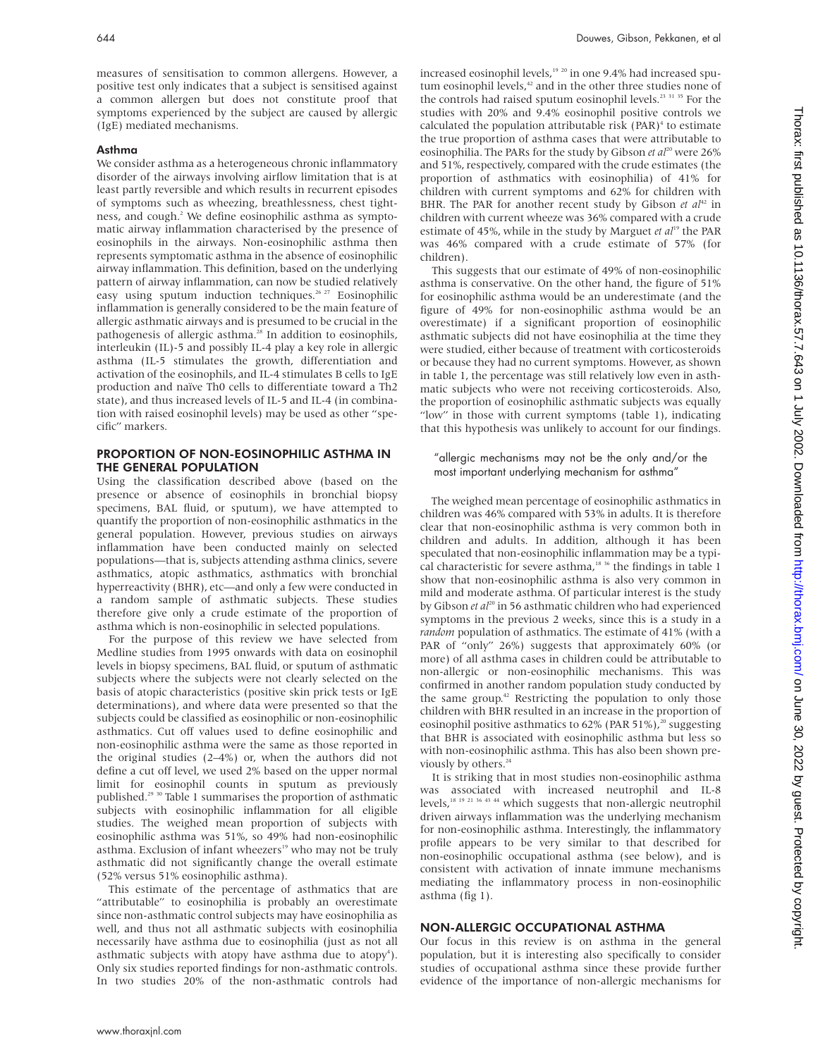measures of sensitisation to common allergens. However, a positive test only indicates that a subject is sensitised against a common allergen but does not constitute proof that symptoms experienced by the subject are caused by allergic (IgE) mediated mechanisms.

### Asthma

We consider asthma as a heterogeneous chronic inflammatory disorder of the airways involving airflow limitation that is at least partly reversible and which results in recurrent episodes of symptoms such as wheezing, breathlessness, chest tightness, and cough.[2] We define eosinophilic asthma as symptomatic airway inflammation characterised by the presence of eosinophils in the airways. Non-eosinophilic asthma then represents symptomatic asthma in the absence of eosinophilic airway inflammation. This definition, based on the underlying pattern of airway inflammation, can now be studied relatively easy using sputum induction techniques.[26 27] Eosinophilic inflammation is generally considered to be the main feature of allergic asthmatic airways and is presumed to be crucial in the pathogenesis of allergic asthma.[28] In addition to eosinophils, interleukin (IL)-5 and possibly IL-4 play a key role in allergic asthma (IL-5 stimulates the growth, differentiation and activation of the eosinophils, and IL-4 stimulates B cells to IgE production and naïve Th0 cells to differentiate toward a Th2 state), and thus increased levels of IL-5 and IL-4 (in combination with raised eosinophil levels) may be used as other "specific" markers.

## PROPORTION OF NON-EOSINOPHILIC ASTHMA IN THE GENERAL POPULATION

Using the classification described above (based on the presence or absence of eosinophils in bronchial biopsy specimens, BAL fluid, or sputum), we have attempted to quantify the proportion of non-eosinophilic asthmatics in the general population. However, previous studies on airways inflammation have been conducted mainly on selected populations—that is, subjects attending asthma clinics, severe asthmatics, atopic asthmatics, asthmatics with bronchial hyperreactivity (BHR), etc—and only a few were conducted in a random sample of asthmatic subjects. These studies therefore give only a crude estimate of the proportion of asthma which is non-eosinophilic in selected populations.

For the purpose of this review we have selected from Medline studies from 1995 onwards with data on eosinophil levels in biopsy specimens, BAL fluid, or sputum of asthmatic subjects where the subjects were not clearly selected on the basis of atopic characteristics (positive skin prick tests or IgE determinations), and where data were presented so that the subjects could be classified as eosinophilic or non-eosinophilic asthmatics. Cut off values used to define eosinophilic and non-eosinophilic asthma were the same as those reported in the original studies (2–4%) or, when the authors did not define a cut off level, we used 2% based on the upper normal limit for eosinophil counts in sputum as previously published.[29 30] Table 1 summarises the proportion of asthmatic subjects with eosinophilic inflammation for all eligible studies. The weighed mean proportion of subjects with eosinophilic asthma was 51%, so 49% had non-eosinophilic asthma. Exclusion of infant wheezers[19] who may not be truly asthmatic did not significantly change the overall estimate (52% versus 51% eosinophilic asthma).

This estimate of the percentage of asthmatics that are "attributable" to eosinophilia is probably an overestimate since non-asthmatic control subjects may have eosinophilia as well, and thus not all asthmatic subjects with eosinophilia necessarily have asthma due to eosinophilia (just as not all asthmatic subjects with atopy have asthma due to atopy[4]). Only six studies reported findings for non-asthmatic controls. In two studies 20% of the non-asthmatic controls had increased eosinophil levels,[19 20] in one 9.4% had increased sputum eosinophil levels,[42] and in the other three studies none of the controls had raised sputum eosinophil levels.[23 31 35] For the studies with 20% and 9.4% eosinophil positive controls we calculated the population attributable risk (PAR)[4] to estimate the true proportion of asthma cases that were attributable to eosinophilia. The PARs for the study by Gibson *et al*[20] were 26% and 51%, respectively, compared with the crude estimates (the proportion of asthmatics with eosinophilia) of 41% for children with current symptoms and 62% for children with BHR. The PAR for another recent study by Gibson *et al*[42] in children with current wheeze was 36% compared with a crude estimate of 45%, while in the study by Marguet *et al*[19] the PAR was 46% compared with a crude estimate of 57% (for children).

This suggests that our estimate of 49% of non-eosinophilic asthma is conservative. On the other hand, the figure of 51% for eosinophilic asthma would be an underestimate (and the figure of 49% for non-eosinophilic asthma would be an overestimate) if a significant proportion of eosinophilic asthmatic subjects did not have eosinophilia at the time they were studied, either because of treatment with corticosteroids or because they had no current symptoms. However, as shown in table 1, the percentage was still relatively low even in asthmatic subjects who were not receiving corticosteroids. Also, the proportion of eosinophilic asthmatic subjects was equally "low" in those with current symptoms (table 1), indicating that this hypothesis was unlikely to account for our findings.

*"allergic mechanisms may not be the only and/or the most important underlying mechanism for asthma"*

The weighed mean percentage of eosinophilic asthmatics in children was 46% compared with 53% in adults. It is therefore clear that non-eosinophilic asthma is very common both in children and adults. In addition, although it has been speculated that non-eosinophilic inflammation may be a typical characteristic for severe asthma,[18 36] the findings in table 1 show that non-eosinophilic asthma is also very common in mild and moderate asthma. Of particular interest is the study by Gibson *et al*[20] in 56 asthmatic children who had experienced symptoms in the previous 2 weeks, since this is a study in a *random* population of asthmatics. The estimate of 41% (with a PAR of "only" 26%) suggests that approximately 60% (or more) of all asthma cases in children could be attributable to non-allergic or non-eosinophilic mechanisms. This was confirmed in another random population study conducted by the same group.[42] Restricting the population to only those children with BHR resulted in an increase in the proportion of eosinophil positive asthmatics to 62% (PAR 51%),[20] suggesting that BHR is associated with eosinophilic asthma but less so with non-eosinophilic asthma. This has also been shown previously by others.[24]

It is striking that in most studies non-eosinophilic asthma was associated with increased neutrophil and IL-8 levels,[18 19 21 36 43 44] which suggests that non-allergic neutrophil driven airways inflammation was the underlying mechanism for non-eosinophilic asthma. Interestingly, the inflammatory profile appears to be very similar to that described for non-eosinophilic occupational asthma (see below), and is consistent with activation of innate immune mechanisms mediating the inflammatory process in non-eosinophilic asthma (fig 1).

## NON-ALLERGIC OCCUPATIONAL ASTHMA

Our focus in this review is on asthma in the general population, but it is interesting also specifically to consider studies of occupational asthma since these provide further evidence of the importance of non-allergic mechanisms for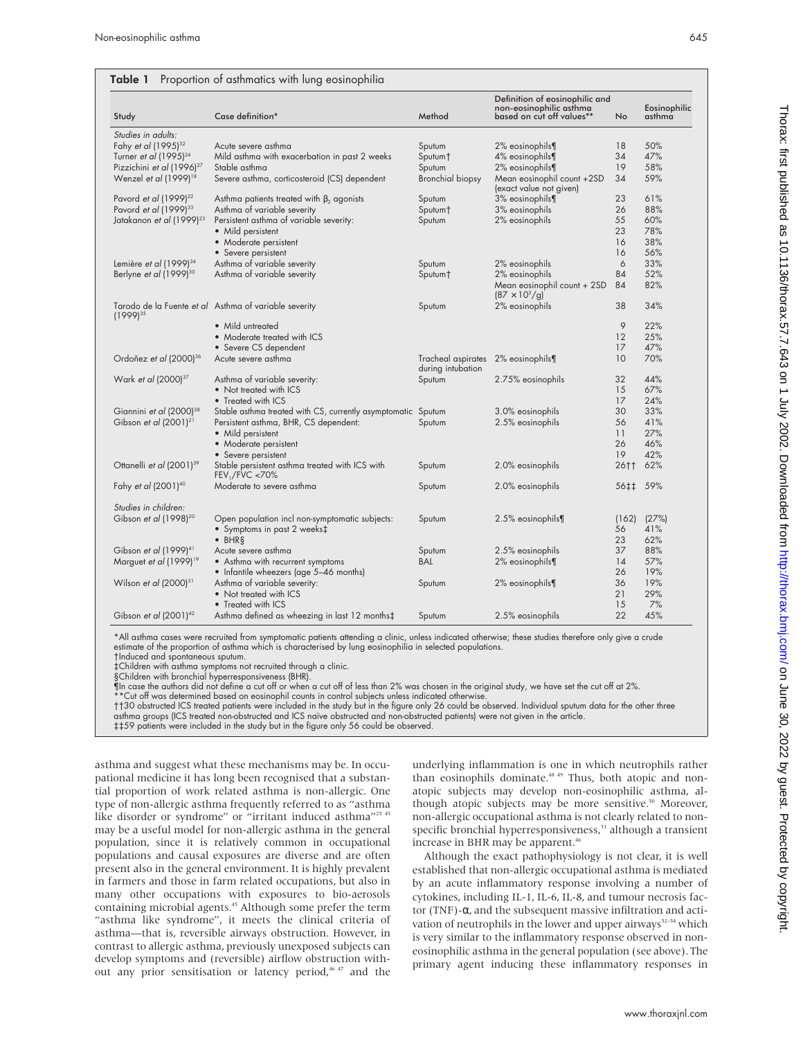**Table 1** Proportion of asthmatics with lung eosinophilia

| Study | Case definition* | Method | Definition of eosinophilic and non-eosinophilic asthma based on cut off values** | No | Eosinophilic asthma |
|---|---|---|---|---|---|
| *Studies in adults:* | | | | | |
| Fahy *et al* (1995)[32] | Acute severe asthma | Sputum | 2% eosinophils¶ | 18 | 50% |
| Turner *et al* (1995)[24] | Mild asthma with exacerbation in past 2 weeks | Sputum† | 4% eosinophils¶ | 34 | 47% |
| Pizzichini *et al* (1996)[27] | Stable asthma | Sputum | 2% eosinophils¶ | 19 | 58% |
| Wenzel *et al* (1999)[18] | Severe asthma, corticosteroid (CS) dependent | Bronchial biopsy | Mean eosinophil count +2SD (exact value not given) | 34 | 59% |
| Pavord *et al* (1999)[22] | Asthma patients treated with $\beta_2$ agonists | Sputum | 3% eosinophils¶ | 23 | 61% |
| Pavord *et al* (1999)[33] | Asthma of variable severity | Sputum† | 3% eosinophils | 26 | 88% |
| Jatakanon *et al* (1999)[23] | Persistent asthma of variable severity: | Sputum | 2% eosinophils | 55 | 60% |
| | • Mild persistent | | | 23 | 78% |
| | • Moderate persistent | | | 16 | 38% |
| | • Severe persistent | | | 16 | 56% |
| Lemière *et al* (1999)[34] | Asthma of variable severity | Sputum | 2% eosinophils | 6 | 33% |
| Berlyne *et al* (1999)[30] | Asthma of variable severity | Sputum† | 2% eosinophils | 84 | 52% |
| | | | Mean eosinophil count + 2SD ($87 \times 10^3$/g) | 84 | 82% |
| Tarodo de la Fuente *et al* (1999)[35] | Asthma of variable severity | Sputum | 2% eosinophils | 38 | 34% |
| | • Mild untreated | | | 9 | 22% |
| | • Moderate treated with ICS | | | 12 | 25% |
| | • Severe CS dependent | | | 17 | 47% |
| Ordoñez *et al* (2000)[36] | Acute severe asthma | Tracheal aspirates during intubation | 2% eosinophils¶ | 10 | 70% |
| Wark *et al* (2000)[37] | Asthma of variable severity: | Sputum | 2.75% eosinophils | 32 | 44% |
| | • Not treated with ICS | | | 15 | 67% |
| | • Treated with ICS | | | 17 | 24% |
| Giannini *et al* (2000)[38] | Stable asthma treated with CS, currently asymptomatic | Sputum | 3.0% eosinophils | 30 | 33% |
| Gibson *et al* (2001)[21] | Persistent asthma, BHR, CS dependent: | Sputum | 2.5% eosinophils | 56 | 41% |
| | • Mild persistent | | | 11 | 27% |
| | • Moderate persistent | | | 26 | 46% |
| | • Severe persistent | | | 19 | 42% |
| Ottanelli *et al* (2001)[39] | Stable persistent asthma treated with ICS with $FEV_1$/FVC <70% | Sputum | 2.0% eosinophils | 26†† | 62% |
| Fahy *et al* (2001)[40] | Moderate to severe asthma | Sputum | 2.0% eosinophils | 56‡‡ | 59% |
| *Studies in children:* | | | | | |
| Gibson *et al* (1998)[20] | Open population incl non-symptomatic subjects: | Sputum | 2.5% eosinophils¶ | (162) | (27%) |
| | • Symptoms in past 2 weeks‡ | | | 56 | 41% |
| | • BHR§ | | | 23 | 62% |
| Gibson *et al* (1999)[41] | Acute severe asthma | Sputum | 2.5% eosinophils | 37 | 88% |
| Marguet *et al* (1999)[19] | • Asthma with recurrent symptoms | BAL | 2% eosinophils¶ | 14 | 57% |
| | • Infantile wheezers (age 5–46 months) | | | 26 | 19% |
| Wilson *et al* (2000)[31] | Asthma of variable severity: | Sputum | 2% eosinophils¶ | 36 | 19% |
| | • Not treated with ICS | | | 21 | 29% |
| | • Treated with ICS | | | 15 | 7% |
| Gibson *et al* (2001)[42] | Asthma defined as wheezing in last 12 months‡ | Sputum | 2.5% eosinophils | 22 | 45% |

*All asthma cases were recruited from symptomatic patients attending a clinic, unless indicated otherwise; these studies therefore only give a crude estimate of the proportion of asthma which is characterised by lung eosinophilia in selected populations.
†Induced and spontaneous sputum.
‡Children with asthma symptoms not recruited through a clinic.
§Children with bronchial hyperresponsiveness (BHR).
¶In case the authors did not define a cut off or when a cut off of less than 2% was chosen in the original study, we have set the cut off at 2%.
**Cut off was determined based on eosinophil counts in control subjects unless indicated otherwise.
††30 obstructed ICS treated patients were included in the study but in the figure only 26 could be observed. Individual sputum data for the other three asthma groups (ICS treated non-obstructed and ICS naïve obstructed and non-obstructed patients) were not given in the article.
‡‡59 patients were included in the study but in the figure only 56 could be observed.

asthma and suggest what these mechanisms may be. In occupational medicine it has long been recognised that a substantial proportion of work related asthma is non-allergic. One type of non-allergic asthma frequently referred to as "asthma like disorder or syndrome" or "irritant induced asthma"[25 45] may be a useful model for non-allergic asthma in the general population, since it is relatively common in occupational populations and causal exposures are diverse and are often present also in the general environment. It is highly prevalent in farmers and those in farm related occupations, but also in many other occupations with exposures to bio-aerosols containing microbial agents.[45] Although some prefer the term "asthma like syndrome", it meets the clinical criteria of asthma—that is, reversible airways obstruction. However, in contrast to allergic asthma, previously unexposed subjects can develop symptoms and (reversible) airflow obstruction without any prior sensitisation or latency period,[46 47] and the underlying inflammation is one in which neutrophils rather than eosinophils dominate.[48 49] Thus, both atopic and non-atopic subjects may develop non-eosinophilic asthma, although atopic subjects may be more sensitive.[50] Moreover, non-allergic occupational asthma is not clearly related to non-specific bronchial hyperresponsiveness,[51] although a transient increase in BHR may be apparent.[46]

Although the exact pathophysiology is not clear, it is well established that non-allergic occupational asthma is mediated by an acute inflammatory response involving a number of cytokines, including IL-1, IL-6, IL-8, and tumour necrosis factor (TNF)-$\alpha$, and the subsequent massive infiltration and activation of neutrophils in the lower and upper airways[52–54] which is very similar to the inflammatory response observed in non-eosinophilic asthma in the general population (see above). The primary agent inducing these inflammatory responses in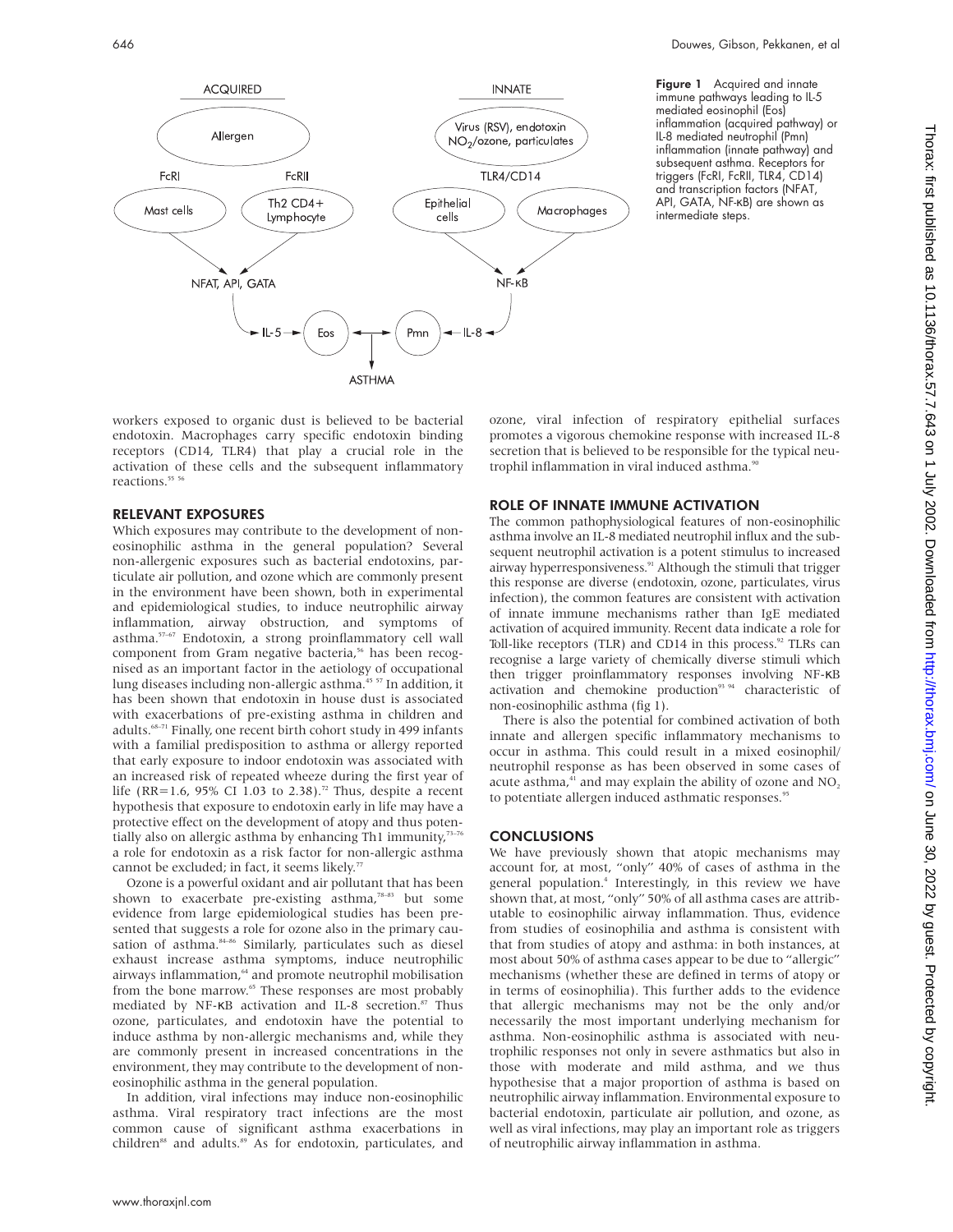Figure 1 Acquired and innate immune pathways leading to IL-5 mediated eosinophil (Eos) inflammation (acquired pathway) or IL-8 mediated neutrophil (Pmn) inflammation (innate pathway) and subsequent asthma. Receptors for triggers (FcRI, FcRII, TLR4, CD14) and transcription factors (NFAT, API, GATA, NF-κB) are shown as intermediate steps.

workers exposed to organic dust is believed to be bacterial endotoxin. Macrophages carry specific endotoxin binding receptors (CD14, TLR4) that play a crucial role in the activation of these cells and the subsequent inflammatory reactions.[55 56]

## RELEVANT EXPOSURES

Which exposures may contribute to the development of non-eosinophilic asthma in the general population? Several non-allergenic exposures such as bacterial endotoxins, particulate air pollution, and ozone which are commonly present in the environment have been shown, both in experimental and epidemiological studies, to induce neutrophilic airway inflammation, airway obstruction, and symptoms of asthma.[57–67] Endotoxin, a strong proinflammatory cell wall component from Gram negative bacteria,[56] has been recognised as an important factor in the aetiology of occupational lung diseases including non-allergic asthma.[45 57] In addition, it has been shown that endotoxin in house dust is associated with exacerbations of pre-existing asthma in children and adults.[68–71] Finally, one recent birth cohort study in 499 infants with a familial predisposition to asthma or allergy reported that early exposure to indoor endotoxin was associated with an increased risk of repeated wheeze during the first year of life (RR=1.6, 95% CI 1.03 to 2.38).[72] Thus, despite a recent hypothesis that exposure to endotoxin early in life may have a protective effect on the development of atopy and thus potentially also on allergic asthma by enhancing Th1 immunity,[73–76] a role for endotoxin as a risk factor for non-allergic asthma cannot be excluded; in fact, it seems likely.[77]

Ozone is a powerful oxidant and air pollutant that has been shown to exacerbate pre-existing asthma,[78–83] but some evidence from large epidemiological studies has been presented that suggests a role for ozone also in the primary causation of asthma.[84–86] Similarly, particulates such as diesel exhaust increase asthma symptoms, induce neutrophilic airways inflammation,[64] and promote neutrophil mobilisation from the bone marrow.[65] These responses are most probably mediated by NF-κB activation and IL-8 secretion.[87] Thus ozone, particulates, and endotoxin have the potential to induce asthma by non-allergic mechanisms and, while they are commonly present in increased concentrations in the environment, they may contribute to the development of non-eosinophilic asthma in the general population.

In addition, viral infections may induce non-eosinophilic asthma. Viral respiratory tract infections are the most common cause of significant asthma exacerbations in children[88] and adults.[89] As for endotoxin, particulates, and ozone, viral infection of respiratory epithelial surfaces promotes a vigorous chemokine response with increased IL-8 secretion that is believed to be responsible for the typical neutrophil inflammation in viral induced asthma.[90]

## ROLE OF INNATE IMMUNE ACTIVATION

The common pathophysiological features of non-eosinophilic asthma involve an IL-8 mediated neutrophil influx and the subsequent neutrophil activation is a potent stimulus to increased airway hyperresponsiveness.[91] Although the stimuli that trigger this response are diverse (endotoxin, ozone, particulates, virus infection), the common features are consistent with activation of innate immune mechanisms rather than IgE mediated activation of acquired immunity. Recent data indicate a role for Toll-like receptors (TLR) and CD14 in this process.[92] TLRs can recognise a large variety of chemically diverse stimuli which then trigger proinflammatory responses involving NF-κB activation and chemokine production[93 94] characteristic of non-eosinophilic asthma (fig 1).

There is also the potential for combined activation of both innate and allergen specific inflammatory mechanisms to occur in asthma. This could result in a mixed eosinophil/neutrophil response as has been observed in some cases of acute asthma,[41] and may explain the ability of ozone and $NO_2$ to potentiate allergen induced asthmatic responses.[95]

## CONCLUSIONS

We have previously shown that atopic mechanisms may account for, at most, "only" 40% of cases of asthma in the general population.[4] Interestingly, in this review we have shown that, at most, "only" 50% of all asthma cases are attributable to eosinophilic airway inflammation. Thus, evidence from studies of eosinophilia and asthma is consistent with that from studies of atopy and asthma: in both instances, at most about 50% of asthma cases appear to be due to "allergic" mechanisms (whether these are defined in terms of atopy or in terms of eosinophilia). This further adds to the evidence that allergic mechanisms may not be the only and/or necessarily the most important underlying mechanism for asthma. Non-eosinophilic asthma is associated with neutrophilic responses not only in severe asthmatics but also in those with moderate and mild asthma, and we thus hypothesise that a major proportion of asthma is based on neutrophilic airway inflammation. Environmental exposure to bacterial endotoxin, particulate air pollution, and ozone, as well as viral infections, may play an important role as triggers of neutrophilic airway inflammation in asthma.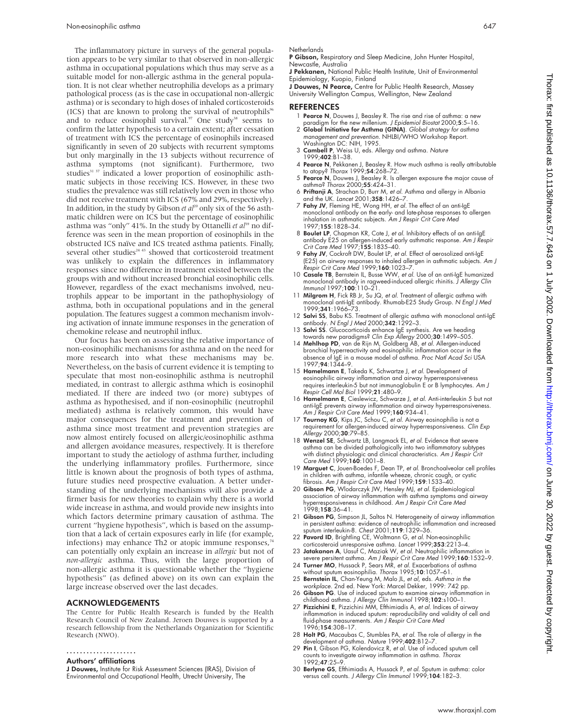The inflammatory picture in surveys of the general population appears to be very similar to that observed in non-allergic asthma in occupational populations which thus may serve as a suitable model for non-allergic asthma in the general population. It is not clear whether neutrophilia develops as a primary pathological process (as is the case in occupational non-allergic asthma) or is secondary to high doses of inhaled corticosteroids (ICS) that are known to prolong the survival of neutrophils[96] and to reduce eosinophil survival.[97] One study[38] seems to confirm the latter hypothesis to a certain extent; after cessation of treatment with ICS the percentage of eosinophils increased significantly in seven of 20 subjects with recurrent symptoms but only marginally in the 13 subjects without recurrence of asthma symptoms (not significant). Furthermore, two studies[31 37] indicated a lower proportion of eosinophilic asthmatic subjects in those receiving ICS. However, in these two studies the prevalence was still relatively low even in those who did not receive treatment with ICS (67% and 29%, respectively). In addition, in the study by Gibson *et al*[20] only six of the 56 asthmatic children were on ICS but the percentage of eosinophilic asthma was "only" 41%. In the study by Ottanelli *et al*[39] no difference was seen in the mean proportion of eosinophils in the obstructed ICS naïve and ICS treated asthma patients. Finally, several other studies[24 43] showed that corticosteroid treatment was unlikely to explain the differences in inflammatory responses since no difference in treatment existed between the groups with and without increased bronchial eosinophilic cells. However, regardless of the exact mechanisms involved, neutrophils appear to be important in the pathophysiology of asthma, both in occupational populations and in the general population. The features suggest a common mechanism involving activation of innate immune responses in the generation of chemokine release and neutrophil influx.

Our focus has been on assessing the relative importance of non-eosinophilic mechanisms for asthma and on the need for more research into what these mechanisms may be. Nevertheless, on the basis of current evidence it is tempting to speculate that most non-eosinophilic asthma is neutrophil mediated, in contrast to allergic asthma which is eosinophil mediated. If there are indeed two (or more) subtypes of asthma as hypothesised, and if non-eosinophilic (neutrophil mediated) asthma is relatively common, this would have major consequences for the treatment and prevention of asthma since most treatment and prevention strategies are now almost entirely focused on allergic/eosinophilic asthma and allergen avoidance measures, respectively. It is therefore important to study the aetiology of asthma further, including the underlying inflammatory profiles. Furthermore, since little is known about the prognosis of both types of asthma, future studies need prospective evaluation. A better understanding of the underlying mechanisms will also provide a firmer basis for new theories to explain why there is a world wide increase in asthma, and would provide new insights into which factors determine primary causation of asthma. The current "hygiene hypothesis", which is based on the assumption that a lack of certain exposures early in life (for example, infections) may enhance Th2 or atopic immune responses,[74] can potentially only explain an increase in *allergic* but not of *non-allergic* asthma. Thus, with the large proportion of non-allergic asthma it is questionable whether the "hygiene hypothesis" (as defined above) on its own can explain the large increase observed over the last decades.

## ACKNOWLEDGEMENTS

The Centre for Public Health Research is funded by the Health Research Council of New Zealand. Jeroen Douwes is supported by a research fellowship from the Netherlands Organization for Scientific Research (NWO).

### Authors' affiliations

**J Douwes,** Institute for Risk Assessment Sciences (IRAS), Division of Environmental and Occupational Health, Utrecht University, The Netherlands

**P Gibson,** Respiratory and Sleep Medicine, John Hunter Hospital, Newcastle, Australia

**J Pekkanen,** National Public Health Institute, Unit of Environmental Epidemiology, Kuopio, Finland

**J Douwes, N Pearce,** Centre for Public Health Research, Massey University Wellington Campus, Wellington, New Zealand

## REFERENCES

1. **Pearce N**, Douwes J, Beasley R. The rise and rise of asthma: a new paradigm for the new millenium. *J Epidemiol Biostat* 2000;**5**:5–16.
2. **Global Initiative for Asthma (GINA)**. *Global strategy for asthma management and prevention*. NHLBI/WHO Workshop Report. Washington DC: NIH, 1995.
3. **Cambell P**, Weiss U, eds. Allergy and asthma. *Nature* 1999;**402**:B1–38.
4. **Pearce N**, Pekkanen J, Beasley R. How much asthma is really attributable to atopy? *Thorax* 1999;**54**:268–72.
5. **Pearce N**, Douwes J, Beasley R. Is allergen exposure the major cause of asthma? *Thorax* 2000;**55**:424–31.
6. **Priftanji A**, Strachan D, Burr M, *et al*. Asthma and allergy in Albania and the UK. *Lancet* 2001;**358**:1426–7.
7. **Fahy JV**, Fleming HE, Wong HH, *et al*. The effect of an anti-IgE monoclonal antibody on the early- and late-phase responses to allergen inhalation in asthmatic subjects. *Am J Respir Crit Care Med* 1997;**155**:1828–34.
8. **Boulet LP**, Chapman KR, Cote J, *et al*. Inhibitory effects of an anti-IgE antibody E25 on allergen-induced early asthmatic response. *Am J Respir Crit Care Med* 1997;**155**:1835–40.
9. **Fahy JV**, Cockroft DW, Boulet LP, *et al*. Effect of aerosolized anti-IgE (E25) on airway responses to inhaled allergen in asthmatic subjects. *Am J Respir Crit Care Med* 1999;**160**:1023–7.
10. **Casale TB**, Bernstein IL, Busse WW, *et al*. Use of an anti-IgE humanized monoclonal antibody in ragweed-induced allergic rhinitis. *J Allergy Clin Immunol* 1997;**100**:110–21.
11. **Milgrom H**, Fick RB Jr, Su JQ, *et al*. Treatment of allergic asthma with monoclonal anti-IgE antibody. Rhumab-E25 Study Group. *N Engl J Med* 1999;**341**:1966–73.
12. **Salvi SS**, Babu KS. Treatment of allergic asthma with monoclonal anti-IgE antibody. *N Engl J Med* 2000;**342**:1292–3.
13. **Salvi SS**. Glucocorticoids enhance IgE synthesis. Are we heading towards new paradigms? *Clin Exp Allergy* 2000;**30**:1499–505.
14. **Mehlhop PD**, van de Rijn M, Goldberg AB, *et al*. Allergen-induced bronchial hyperreactivity and eosinophilic inflammation occur in the absence of IgE in a mouse model of asthma. *Proc Natl Acad Sci USA* 1997;**94**:1344–9.
15. **Hamelmann E**, Takeda K, Schwartze J, *et al*. Development of eosinophilic airway inflammation and airway hyperresponsiveness requires interleukin-5 but not immunoglobulin E or B lymphocytes. *Am J Respir Cell Mol Biol* 1999;**21**:480–9.
16. **Hamelmann E**, Cieslewicz, Schwarze J, *et al*. Anti-interleukin 5 but not anti-IgE prevents airway inflammation and airway hyperresponsiveness. *Am J Respir Crit Care Med* 1999;**160**:934–41.
17. **Tournoy KG**, Kips JC, Schou C, *et al*. Airway eosinophilia is not a requirement for allergen-induced airway hyperresponsiveness. *Clin Exp Allergy* 2000;**30**:79–85.
18. **Wenzel SE**, Schwartz LB, Langmack EL, *et al*. Evidence that severe asthma can be divided pathologically into two inflammatory subtypes with distinct physiologic and clinical characteristics. *Am J Respir Crit Care Med* 1999;**160**:1001–8.
19. **Marguet C**, Jouen-Boedes F, Dean TP, *et al*. Bronchoalveolar cell profiles in children with asthma, infantile wheeze, chronic cough, or cystic fibrosis. *Am J Respir Crit Care Med* 1999;**159**:1533–40.
20. **Gibson PG**, Wlodarczyk JW, Hensley MJ, *et al*. Epidemiological association of airway inflammation with asthma symptoms and airway hyperresponsiveness in childhood. *Am J Respir Crit Care Med* 1998;**158**:36–41.
21. **Gibson PG**, Simpson JL, Saltos N. Heterogeneity of airway inflammation in persistent asthma: evidence of neutrophilic inflammation and increased sputum interleukin-8. *Chest* 2001;**119**:1329–36.
22. **Pavord ID**, Brightling CE, Woltmann G, *et al*. Non-eosinophilic corticosteroid unresponsive asthma. *Lancet* 1999;**353**:2213–4.
23. **Jatakanon A**, Uasuf C, Maziak W, *et al*. Neutrophilic inflammation in severe persistent asthma. *Am J Respir Crit Care Med* 1999;**160**:1532–9.
24. **Turner MO**, Hussack P, Sears MR, *et al*. Exacerbations of asthma without sputum eosinophilia. *Thorax* 1995;**10**:1057–61.
25. **Bernstein IL**, Chan-Yeung M, Malo JL, *et al*, eds. *Asthma in the workplace*. 2nd ed. New York: Marcel Dekker, 1999: 742 pp.
26. **Gibson PG**. Use of induced sputum to examine airway inflammation in childhood asthma. *J Allergy Clin Immunol* 1998;**102**:s100–1.
27. **Pizzichini E**, Pizzichini MM, Efthimiadis A, *et al*. Indices of airway inflammation in induced sputum: reproducibility and validity of cell and fluid-phase measurements. *Am J Respir Crit Care Med* 1996;**154**:308–17.
28. **Holt PG**, Macaubas C, Stumbles PA, *et al*. The role of allergy in the development of asthma. *Nature* 1999;**402**:B12–7.
29. **Pin I**, Gibson PG, Kolendovicz R, *et al*. Use of induced sputum cell counts to investigate airway inflammation in asthma. *Thorax* 1992;**47**:25–9.
30. **Berlyne GS**, Efthimiadis A, Hussack P, *et al*. Sputum in asthma: color versus cell counts. *J Allergy Clin Immunol* 1999;**104**:182–3.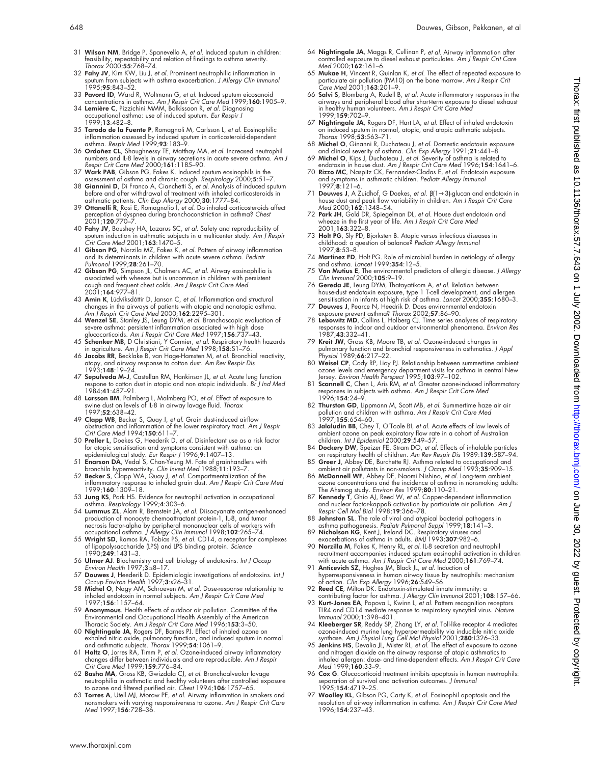31 **Wilson NM**, Bridge P, Spanevello A, *et al*. Induced sputum in children: feasibility, repeatability and relation of findings to asthma severity. *Thorax* 2000;**55**:768–74.

32 **Fahy JV**, Kim KW, Liu J, *et al*. Prominent neutrophilic inflammation in sputum from subjects with asthma exacerbation. *J Allergy Clin Immunol* 1995;**95**:843–52.

33 **Pavord ID**, Ward R, Woltmann G, *et al*. Induced sputum eicosanoid concentrations in asthma. *Am J Respir Crit Care Med* 1999;**160**:1905–9.

34 **Lemière C**, Pizzichini MMM, Balkissoon R, *et al*. Diagnosing occupational asthma: use of induced sputum. *Eur Respir J* 1999;**13**:482–8.

35 **Tarodo de la Fuente P**, Romagnoli M, Carlsson L, *et al*. Eosinophilic inflammation assessed by induced sputum in corticosteroid-dependent asthma. *Respir Med* 1999;**93**:183–9.

36 **Ordoñez CL**, Shaughnessy TE, Matthay MA, *et al*. Increased neutrophil numbers and IL-8 levels in airway secretions in acute severe asthma. *Am J Respir Crit Care Med* 2000;**161**:1185–90.

37 **Wark PAB**, Gibson PG, Fakes K. Induced sputum eosinophils in the assessment of asthma and chronic cough. *Respirology* 2000;**5**:51–7.

38 **Giannini D**, Di Franco A, Cianchetti S, *et al*. Analysis of induced sputum before and after withdrawal of treatment with inhaled corticosteroids in asthmatic patients. *Clin Exp Allergy* 2000;**30**:1777–84.

39 **Ottanelli R**, Rosi E, Romagnolio I, *et al*. Do inhaled corticosteroids affect perception of dyspnea during bronchoconstriction in asthma? *Chest* 2001;**120**:770–7.

40 **Fahy JV**, Boushey HA, Lazarus SC, *et al*. Safety and reproducibility of sputum induction in asthmatic subjects in a multicenter study. *Am J Respir Crit Care Med* 2001;**163**:1470–5.

41 **Gibson PG**, Norzila MZ, Fakes K, *et al*. Pattern of airway inflammation and its determinants in children with acute severe asthma. *Pediatr Pulmonol* 1999;**28**:261–70.

42 **Gibson PG**, Simpson JL, Chalmers AC, *et al*. Airway eosinophilia is associated with wheeze but is uncommon in children with persistent cough and frequent chest colds. *Am J Respir Crit Care Med* 2001;**164**:977–81.

43 **Amin K**, Lúdviksdóttir D, Janson C, *et al*. Inflammation and structural changes in the airways of patients with atopic and nonatopic asthma. *Am J Respir Crit Care Med* 2000;**162**:2295–301.

44 **Wenzel SE**, Stanley JS, Leung DYM, *et al*. Bronchoscopic evaluation of severe asthma: persistent inflammation associated with high dose glucocorticoids. *Am J Respir Crit Care Med* 1997;**156**:737–43.

45 **Schenker MB**, D Christiani, Y Cormier, *et al*. Respiratory health hazards in agriculture. *Am J Respir Crit Care Med* 1998;**158**:S1–76.

46 **Jacobs RR**, Becklake B, van Hage-Hamsten M, *et al*. Bronchial reactivity, atopy, and airway response to cotton dust. *Am Rev Respir Dis* 1993;**148**:19–24.

47 **Sepulveda M-J**, Castellan RM, Hankinson JL, *et al*. Acute lung function respone to cotton dust in atopic and non atopic individuals. *Br J Ind Med* 1984;**41**:487–91.

48 **Larsson BM**, Palmberg L, Malmberg PO, *et al*. Effect of exposure to swine dust on levels of IL-8 in airway lavage fluid. *Thorax* 1997;**52**:638–42.

49 **Clapp WB**, Becker S, Quay J, *et al*. Grain dust-induced airflow obstruction and inflammation of the lower respiratory tract. *Am J Respir Crit Care Med* 1994;**150**:611–7.

50 **Preller L**, Doekes G, Heederik D, *et al*. Disinfectant use as a risk factor for atopic sensitisation and symptoms consistent with asthma: an epidemiological study. *Eur Respir J* 1996;**9**:1407–13.

51 **Enarson DA**, Vedal S, Chan-Yeung M. Fate of grainhandlers with bronchila hyperreactivity. *Clin Invest Med* 1988;**11**:193–7.

52 **Becker S**, Clapp WA, Quay J, *et al*. Compartmentalization of the inflammatory response to inhaled grain dust. *Am J Respir Crit Care Med* 1999;**160**:1309–18.

53 **Jung KS**, Park HS. Evidence for neutrophil activation in occupational asthma. *Respirology* 1999;**4**:303–6.

54 **Lummus ZL**, Alam R, Bernstein JA, *et al*. Diisocyanate antigen-enhanced production of monocyte chemoattractant protein-1, IL-8, and tumor necrosis factor-alpha by peripheral mononuclear cells of workers with occupational asthma. *J Allergy Clin Immunol* 1998;**102**:265–74.

55 **Wright SD**, Ramos RA, Tobias PS, *et al*. CD14, a receptor for complexes of lipopolysaccharide (LPS) and LPS binding protein. *Science* 1990;**249**:1431–3.

56 **Ulmer AJ**. Biochemistry and cell biology of endotoxins. *Int J Occup Environ Health* 1997;**3**:s8–17.

57 **Douwes J**, Heederik D. Epidemiologic investigations of endotoxins. *Int J Occup Environ Health* 1997;**3**:s26–31.

58 **Michel O**, Nagy AM, Schroeven M, *et al*. Dose-response relationship to inhaled endotoxin in normal subjects. *Am J Respir Crit Care Med* 1997;**156**:1157–64.

59 **Anonymous**. Health effects of outdoor air pollution. Committee of the Environmental and Occupational Health Assembly of the American Thoracic Society. *Am J Respir Crit Care Med* 1996;**153**:3–50.

60 **Nightingale JA**, Rogers DF, Barnes PJ. Effect of inhaled ozone on exhaled nitric oxide, pulmonary function, and induced sputum in normal and asthmatic subjects. *Thorax* 1999;**54**:1061–9.

61 **Holtz O**, Jorres RA, Timm P, *et al*. Ozone-induced airway inflammatory changes differ between individuals and are reproducible. *Am J Respir Crit Care Med* 1999;**159**:776–84.

62 **Basha MA**, Gross KB, Gwizdala CJ, *et al*. Bronchoalveolar lavage neutrophilia in asthmatic and healthy volunteers after controlled exposure to ozone and filtered purified air. *Chest* 1994;**106**:1757–65.

63 **Torres A**, Utell MJ, Morow PE, *et al*. Airway inflammtion in smokers and nonsmokers with varying responsiveness to ozone. *Am J Respir Crit Care Med* 1997;**156**:728–36.

64 **Nightingale JA**, Maggs R, Cullinan P, *et al*. Airway inflammation after controlled exposure to diesel exhaust particulates. *Am J Respir Crit Care Med* 2000;**162**:161–6.

65 **Mukae H**, Vincent R, Quinlan K, *et al*. The effect of repeated exposure to particulate air pollution (PM10) on the bone marrow. *Am J Respir Crit Care Med* 2001;**163**:201–9.

66 **Salvi S**, Blomberg A, Rudell B, *et al*. Acute inflammatory responses in the airways and peripheral blood after short-term exposure to diesel exhaust in healthy human volunteers. *Am J Respir Crit Care Med* 1999;**159**:702–9.

67 **Nightingale JA**, Rogers DF, Hart LA, *et al*. Effect of inhaled endotoxin on induced sputum in normal, atopic, and atopic asthmatic subjects. *Thorax* 1998;**53**:563–71.

68 **Michel O**, Ginanni R, Duchateau J, *et al*. Domestic endotoxin exposure and clinical severity of asthma. *Clin Exp Allergy* 1991;**21**:441–8.

69 **Michel O**, Kips J, Duchateau J, *et al*. Severity of asthma is related to endotoxin in house dust. *Am J Respir Crit Care Med* 1996;**154**:1641–6.

70 **Rizzo MC**, Naspitz CK, Fernandez-Cladas E, *et al*. Endotoxin exposure and symptoms in asthmatic children. *Pediatr Allergy Immunol* 1997;**8**:121–6.

71 **Douwes J**, A Zuidhof, G Doekes, *et al*. β(1→3)-glucan and endotoxin in house dust and peak flow variability in children. *Am J Respir Crit Care Med* 2000;**162**:1348–54.

72 **Park JH**, Gold DR, Spiegelman DL, *et al*. House dust endotoxin and wheeze in the first year of life. *Am J Respir Crit Care Med* 2001;**163**:322–8.

73 **Holt PG**, Sly PD, Bjorksten B. Atopic versus infectious diseases in childhood: a question of balance? *Pediatr Allergy Immunol* 1997;**8**:53–8.

74 **Martinez FD**, Holt PG. Role of microbial burden in aetiology of allergy and asthma. *Lancet* 1999;**354**:12–5.

75 **Von Mutius E**. The environmental predictors of allergic disease. *J Allergy Clin Immunol* 2000;**105**:9–19.

76 **Gereda JE**, Leung DYM, Thatayatikom A, *et al*. Relation between house-dust endotoxin exposure, type 1 T-cell development, and allergen sensitisation in infants at high risk of asthma. *Lancet* 2000;**355**:1680–3.

77 **Douwes J**, Pearce N, Heedrik D. Does environmental endotoxin exposure prevent asthma? *Thorax* 2002;**57**:86–90.

78 **Lebowitz MD**, Collins L, Holberg CJ. Time series analyses of respiratory responses to indoor and outdoor environmental phenomena. *Environ Res* 1987;**43**:332–41.

79 **Kreit JW**, Gross KB, Moore TB, *et al*. Ozone-induced changes in pulmonary function and bronchial responsiveness in asthmatics. *J Appl Physiol* 1989;**66**:217–22.

80 **Weisel CP**, Cody RP, Lioy PJ. Relationship between summertime ambient ozone levels and emergency department visits for asthma in central New Jersey. *Environ Health Perspect* 1995;**103**:97–102.

81 **Scannell C**, Chen L, Aris RM, *et al*. Greater ozone-induced inflammatory responses in subjects with asthma. *Am J Respir Crit Care Med* 1996;**154**:24–9.

82 **Thurston GD**, Lippmann M, Scott MB, *et al*. Summertime haze air air pollution and children with asthma. *Am J Respir Crit Care Med* 1997;**155**:654–60.

83 **Jalaludin BB**, Chey T, O'Toole BI, *et al*. Acute effects of low levels of ambient ozone on peak expiratory flow rate in a cohort of Australian children. *Int J Epidemiol* 2000;**29**:549–57.

84 **Dockery DW**, Speizer FE, Stram DO, *et al*. Effects of inhalable particles on respiratory health of children. *Am Rev Respir Dis* 1989:**139**:587–94.

85 **Greer J**, Abbey DE, Burchette RJ. Asthma related to occupational and ambient air pollutants in non-smokers. *J Occup Med* 1993;**35**:909–15.

86 **McDonnell WF**, Abbey DE, Naomi Nishino, *et al*. Long-term ambient ozone concentrations and the incidence of asthma in nonsmoking adults: The Ahsmog study. *Environ Res* 1999;**80**:110–21.

87 **Kennedy T**, Ghio AJ, Reed W, *et al*. Copper-dependent inflammation and nuclear factor-kappaB activation by particulate air pollution. *Am J Respir Cell Mol Biol* 1998;**19**:366–78.

88 **Johnston SL**. The role of viral and atypical bacterial pathogens in asthma pathogenesis. *Pediatr Pulmonol Suppl* 1999;**18**:141–3.

89 **Nicholson KG**, Kent J, Ireland DC. Respiratory viruses and exacerbations of asthma in adults. *BMJ* 1993;**307**:982–6.

90 **Norzila M**, Fakes K, Henry RL, *et al*. IL-8 secretion and neutrophil recruitment accompanies induced sputum eosinophil activation in children with acute asthma. *Am J Respir Crit Care Med* 2000;**161**:769–74.

91 **Anticevich SZ**, Hughes JM, Black JL, *et al*. Induction of hyperresponsiveness in human airway tissue by neutrophils: mechanism of action. *Clin Exp Allergy* 1996;**26**:549–56.

92 **Reed CE**, Milton DK. Endotoxin-stimulated innate immunity: a contributing factor for asthma. *J Allergy Clin Immunol* 2001;**108**:157–66.

93 **Kurt-Jones EA**, Popova L, Kwinn L, *et al*. Pattern recognition receptors TLR4 and CD14 mediate response to respiratory syncytial virus. *Nature Immunol* 2000;**1**:398–401.

94 **Kleeberger SR**, Reddy SP, Zhang LY, *et al*. Toll-like receptor 4 mediates ozone-induced murine lung hyperpermeability via inducible nitric oxide synthase. *Am J Physiol Lung Cell Mol Physiol* 2001;**280**:L326–33.

95 **Jenkins HS**, Devalia JL, Mister RL, *et al*. The effect of exposure to ozone and nitrogen dioxide on the airway response of atopic asthmatics to inhaled allergen: dose- and time-dependent effects. *Am J Respir Crit Care Med* 1999;**160**:33–9.

96 **Cox G**. Glucocorticoid treatment inhibits apoptosis in human neutrophils: separation of survival and activation outcomes. *J Immunol* 1995;**154**:4719–25.

97 **Woolley KL**, Gibson PG, Carty K, *et al*. Eosinophil apoptosis and the resolution of airway inflammation in asthma. *Am J Respir Crit Care Med* 1996;**154**:237–43.